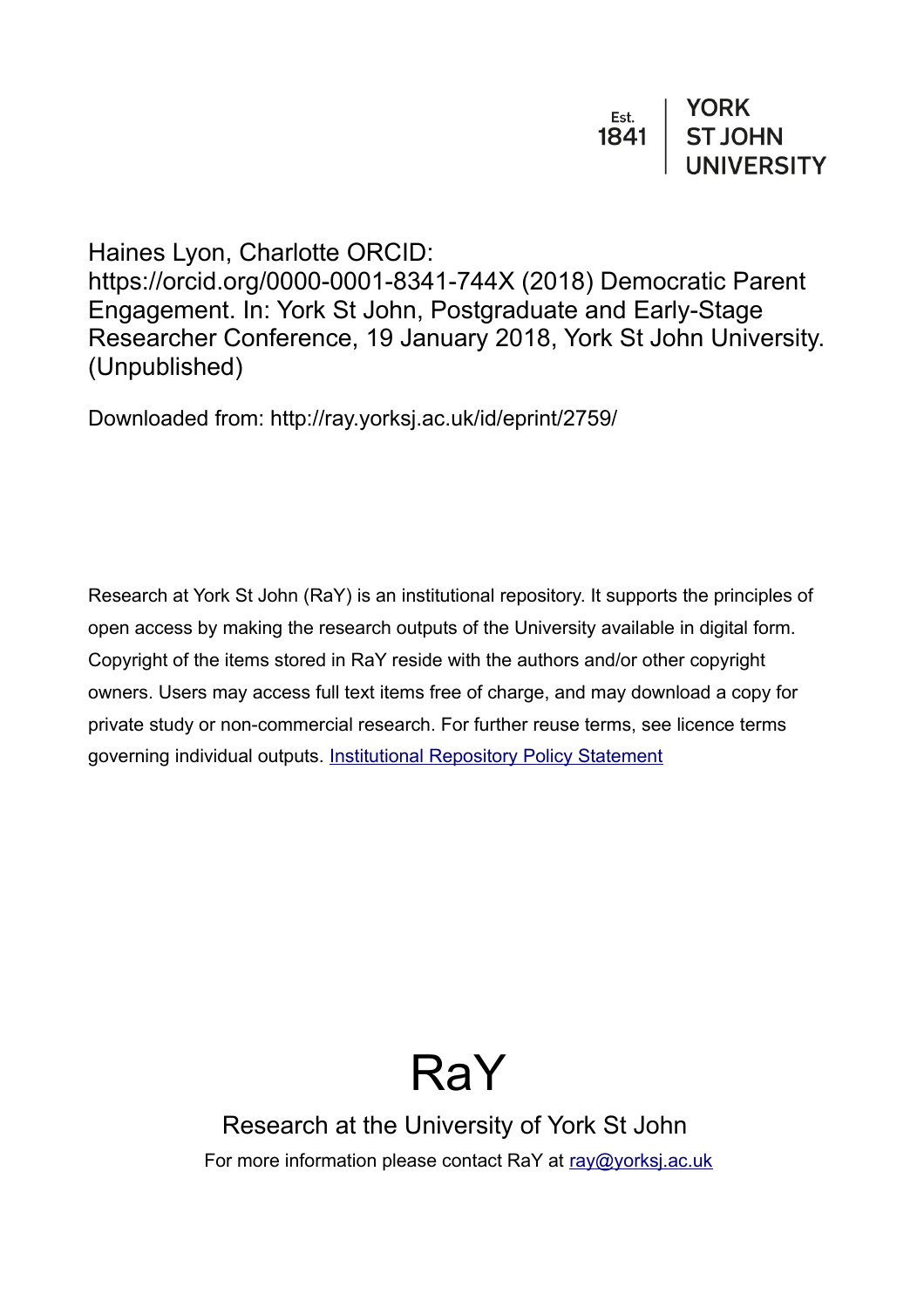Est. 1841 | YORK ST JOHN UNIVERSITY

Haines Lyon, Charlotte ORCID: https://orcid.org/0000-0001-8341-744X (2018) Democratic Parent Engagement. In: York St John, Postgraduate and Early-Stage Researcher Conference, 19 January 2018, York St John University. (Unpublished)

Downloaded from: http://ray.yorksj.ac.uk/id/eprint/2759/

Research at York St John (RaY) is an institutional repository. It supports the principles of open access by making the research outputs of the University available in digital form. Copyright of the items stored in RaY reside with the authors and/or other copyright owners. Users may access full text items free of charge, and may download a copy for private study or non-commercial research. For further reuse terms, see licence terms governing individual outputs. [Institutional Repository Policy Statement]

# RaY

Research at the University of York St John

For more information please contact RaY at [ray@yorksj.ac.uk]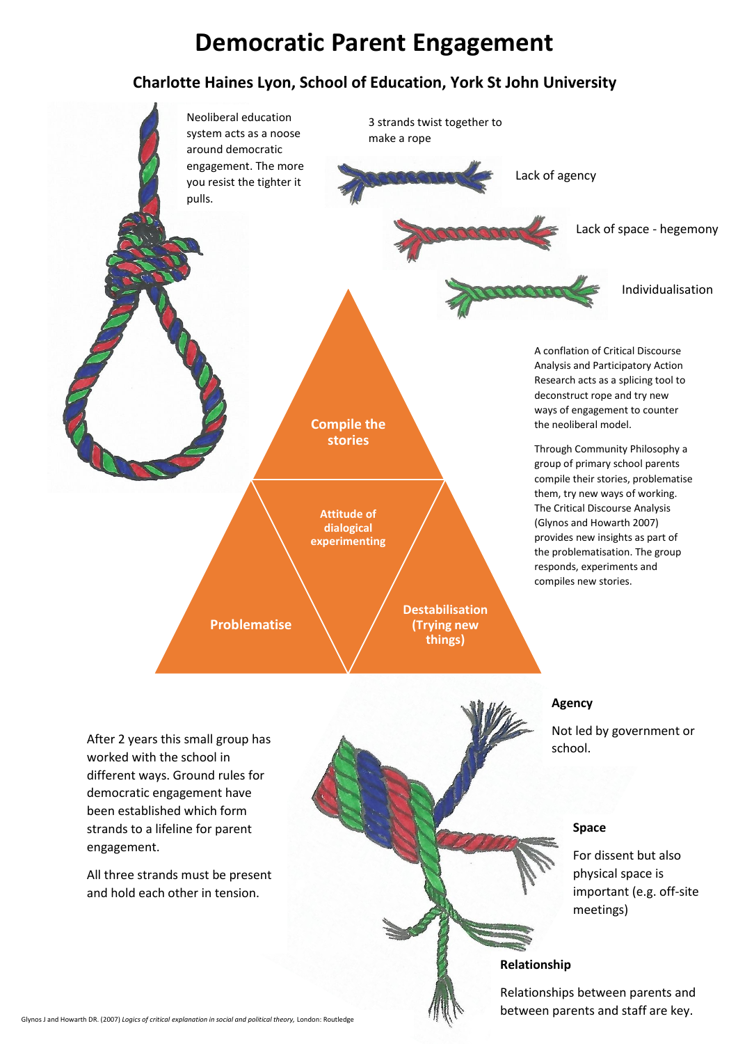# Democratic Parent Engagement

## Charlotte Haines Lyon, School of Education, York St John University

Neoliberal education system acts as a noose around democratic engagement. The more you resist the tighter it pulls.

3 strands twist together to make a rope

Lack of agency

Lack of space - hegemony

Individualisation

A conflation of Critical Discourse Analysis and Participatory Action Research acts as a splicing tool to deconstruct rope and try new ways of engagement to counter the neoliberal model.

Through Community Philosophy a group of primary school parents compile their stories, problematise them, try new ways of working. The Critical Discourse Analysis (Glynos and Howarth 2007) provides new insights as part of the problematisation. The group responds, experiments and compiles new stories.

Compile the stories

Attitude of dialogical experimenting

Problematise

Destabilisation (Trying new things)

After 2 years this small group has worked with the school in different ways. Ground rules for democratic engagement have been established which form strands to a lifeline for parent engagement.

All three strands must be present and hold each other in tension.

**Agency**

Not led by government or school.

**Space**

For dissent but also physical space is important (e.g. off-site meetings)

**Relationship**

Relationships between parents and between parents and staff are key.

Glynos J and Howarth DR. (2007) *Logics of critical explanation in social and political theory,* London: Routledge